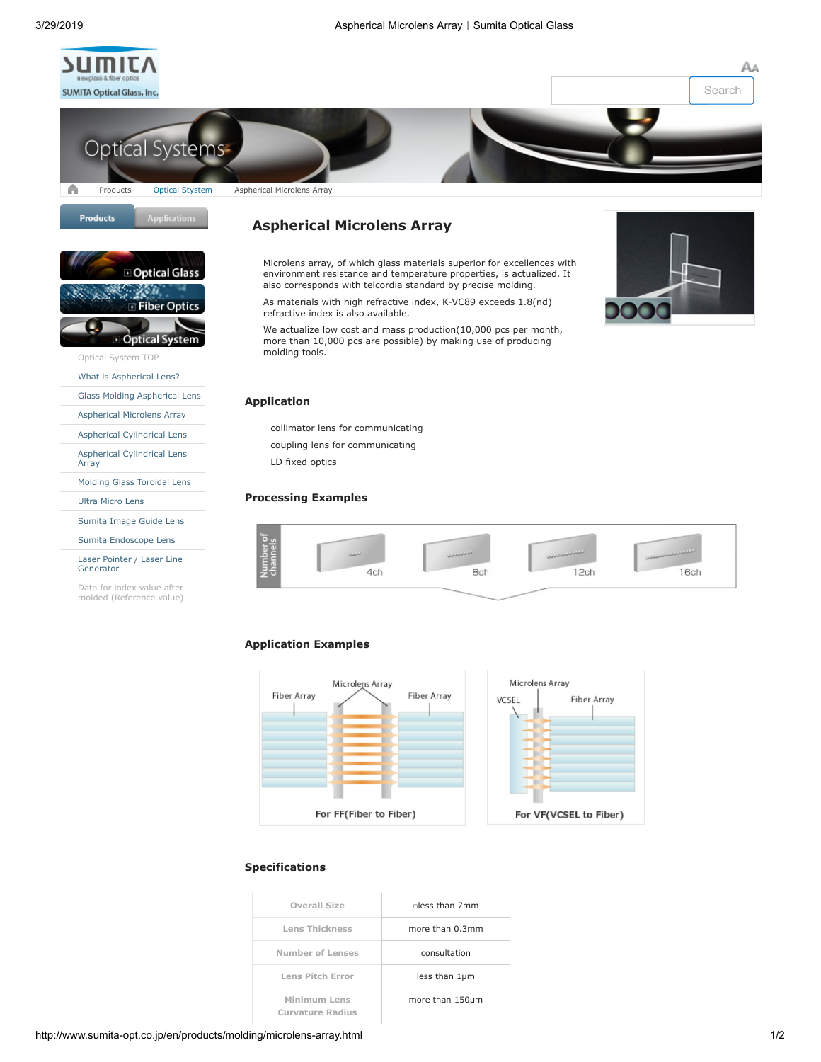# Aspherical Microlens Array

Microlens array, of which glass materials superior for excellences with environment resistance and temperature properties, is actualized. It also corresponds with telcordia standard by precise molding.

As materials with high refractive index, K-VC89 exceeds 1.8(nd) refractive index is also available.

We actualize low cost and mass production(10,000 pcs per month, more than 10,000 pcs are possible) by making use of producing molding tools.

## Application

collimator lens for communicating

coupling lens for communicating

LD fixed optics

## Processing Examples

Number of channels: 4ch, 8ch, 12ch, 16ch

## Application Examples

For FF(Fiber to Fiber)

For VF(VCSEL to Fiber)

## Specifications

| | |
|---|---|
| Overall Size | □less than 7mm |
| Lens Thickness | more than 0.3mm |
| Number of Lenses | consultation |
| Lens Pitch Error | less than 1μm |
| Minimum Lens Curvature Radius | more than 150μm |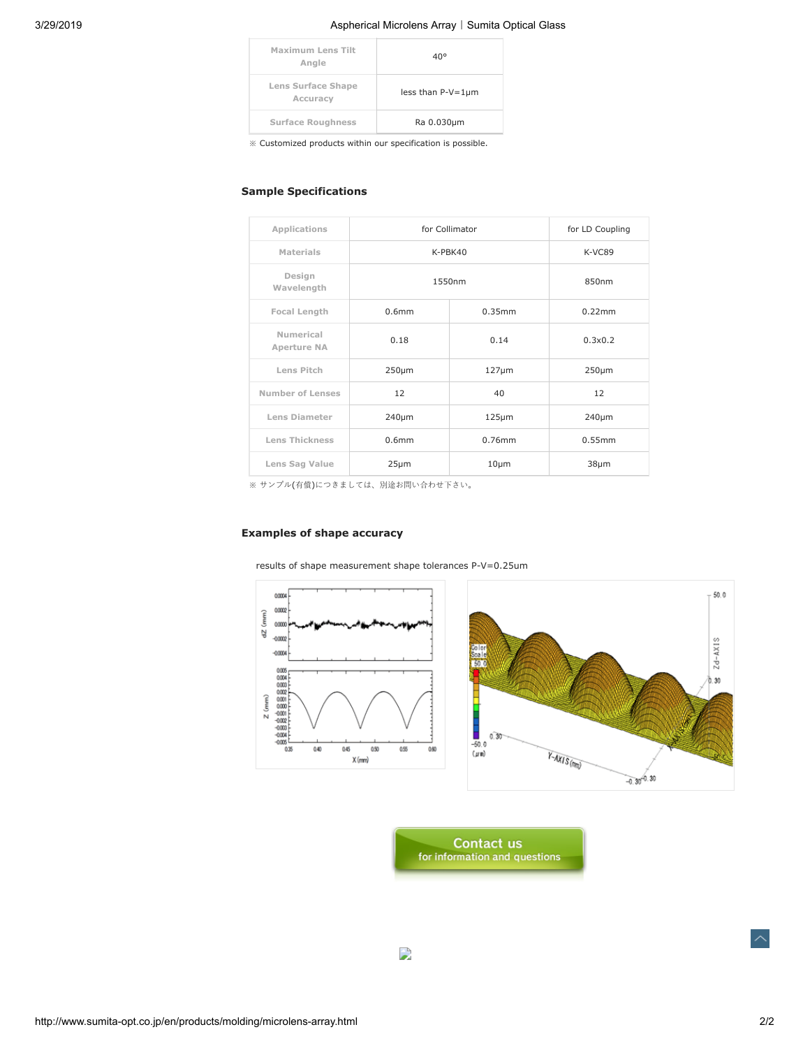| | |
|---|---|
| Maximum Lens Tilt Angle | 40° |
| Lens Surface Shape Accuracy | less than P-V=1μm |
| Surface Roughness | Ra 0.030μm |

※ Customized products within our specification is possible.

## Sample Specifications

| Applications | for Collimator | | for LD Coupling |
|---|---|---|---|
| Materials | K-PBK40 | | K-VC89 |
| Design Wavelength | 1550nm | | 850nm |
| Focal Length | 0.6mm | 0.35mm | 0.22mm |
| Numerical Aperture NA | 0.18 | 0.14 | 0.3x0.2 |
| Lens Pitch | 250μm | 127μm | 250μm |
| Number of Lenses | 12 | 40 | 12 |
| Lens Diameter | 240μm | 125μm | 240μm |
| Lens Thickness | 0.6mm | 0.76mm | 0.55mm |
| Lens Sag Value | 25μm | 10μm | 38μm |

※ サンプル(有償)につきましては、別途お問い合わせ下さい。

## Examples of shape accuracy

results of shape measurement shape tolerances P-V=0.25um

dZ (mm)
0.0004
0.0002
0.0000
-0.0002
-0.0004

Z (mm)
0.005
0.004
0.003
0.002
0.001
0.000
-0.001
-0.002
-0.003
-0.004
-0.005
0.35 0.40 0.45 0.50 0.55 0.60
X (mm)

Color Scale
50.0
-50.0
(μm)
0.30
Y-AXIS (mm)
-0.30
0.30
Zd-AXIS
50.0
0.30

Contact us
for information and questions